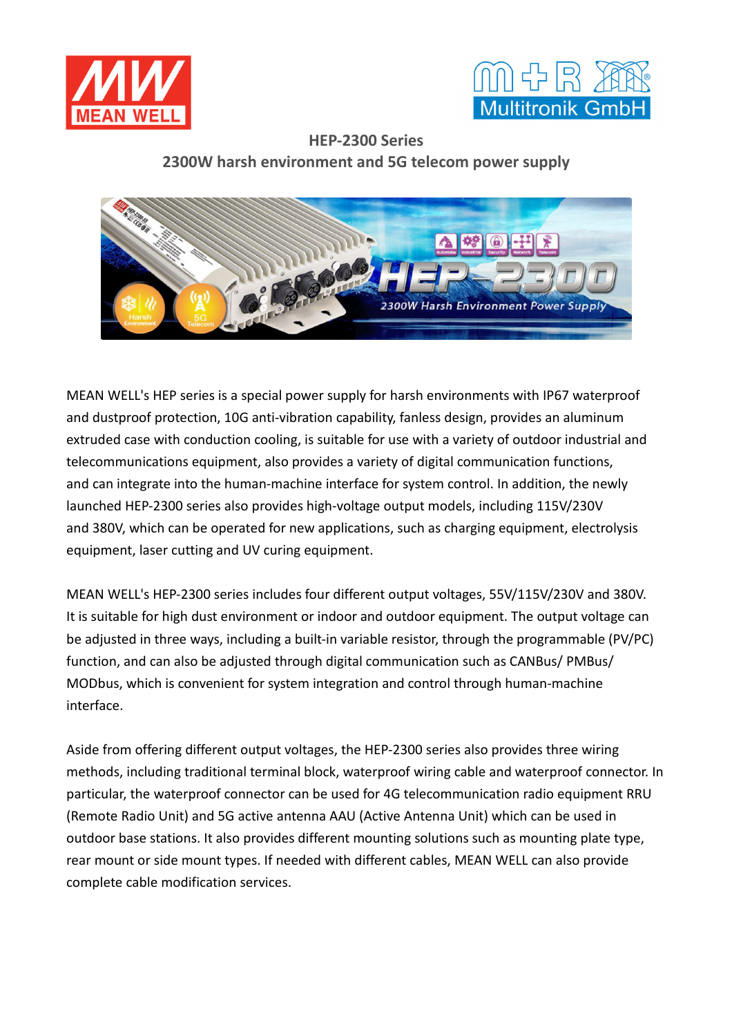# HEP-2300 Series

## 2300W harsh environment and 5G telecom power supply

MEAN WELL's HEP series is a special power supply for harsh environments with IP67 waterproof and dustproof protection, 10G anti-vibration capability, fanless design, provides an aluminum extruded case with conduction cooling, is suitable for use with a variety of outdoor industrial and telecommunications equipment, also provides a variety of digital communication functions, and can integrate into the human-machine interface for system control. In addition, the newly launched HEP-2300 series also provides high-voltage output models, including 115V/230V and 380V, which can be operated for new applications, such as charging equipment, electrolysis equipment, laser cutting and UV curing equipment.

MEAN WELL's HEP-2300 series includes four different output voltages, 55V/115V/230V and 380V. It is suitable for high dust environment or indoor and outdoor equipment. The output voltage can be adjusted in three ways, including a built-in variable resistor, through the programmable (PV/PC) function, and can also be adjusted through digital communication such as CANBus/ PMBus/ MODbus, which is convenient for system integration and control through human-machine interface.

Aside from offering different output voltages, the HEP-2300 series also provides three wiring methods, including traditional terminal block, waterproof wiring cable and waterproof connector. In particular, the waterproof connector can be used for 4G telecommunication radio equipment RRU (Remote Radio Unit) and 5G active antenna AAU (Active Antenna Unit) which can be used in outdoor base stations. It also provides different mounting solutions such as mounting plate type, rear mount or side mount types. If needed with different cables, MEAN WELL can also provide complete cable modification services.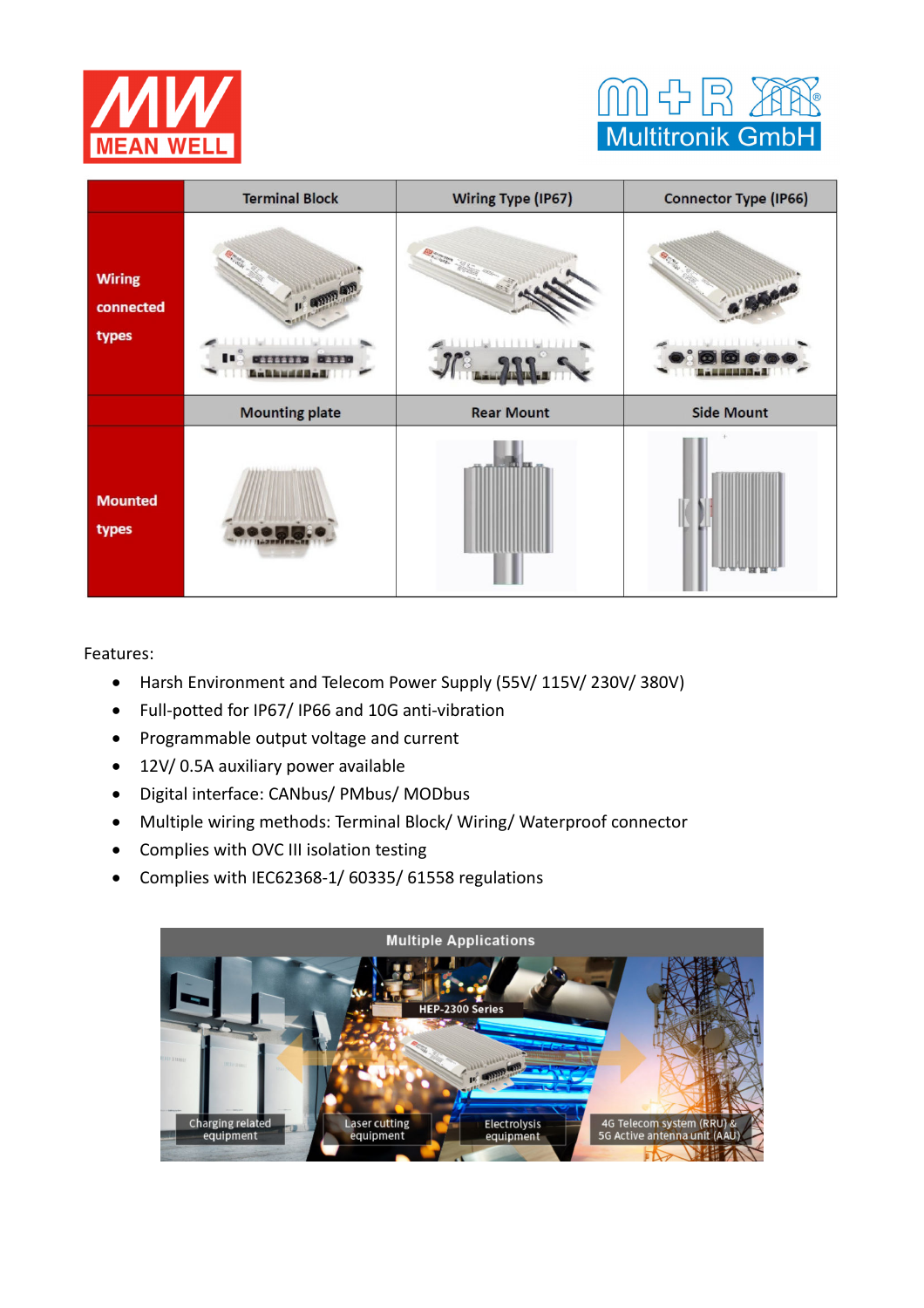| | Terminal Block | Wiring Type (IP67) | Connector Type (IP66) |
|---|---|---|---|
| Wiring connected types | | | |
| | Mounting plate | Rear Mount | Side Mount |
| Mounted types | | | |

Features:

- Harsh Environment and Telecom Power Supply (55V/ 115V/ 230V/ 380V)
- Full-potted for IP67/ IP66 and 10G anti-vibration
- Programmable output voltage and current
- 12V/ 0.5A auxiliary power available
- Digital interface: CANbus/ PMbus/ MODbus
- Multiple wiring methods: Terminal Block/ Wiring/ Waterproof connector
- Complies with OVC III isolation testing
- Complies with IEC62368-1/ 60335/ 61558 regulations

Multiple Applications

HEP-2300 Series

Charging related equipment | Laser cutting equipment | Electrolysis equipment | 4G Telecom system (RRU) & 5G Active antenna unit (AAU)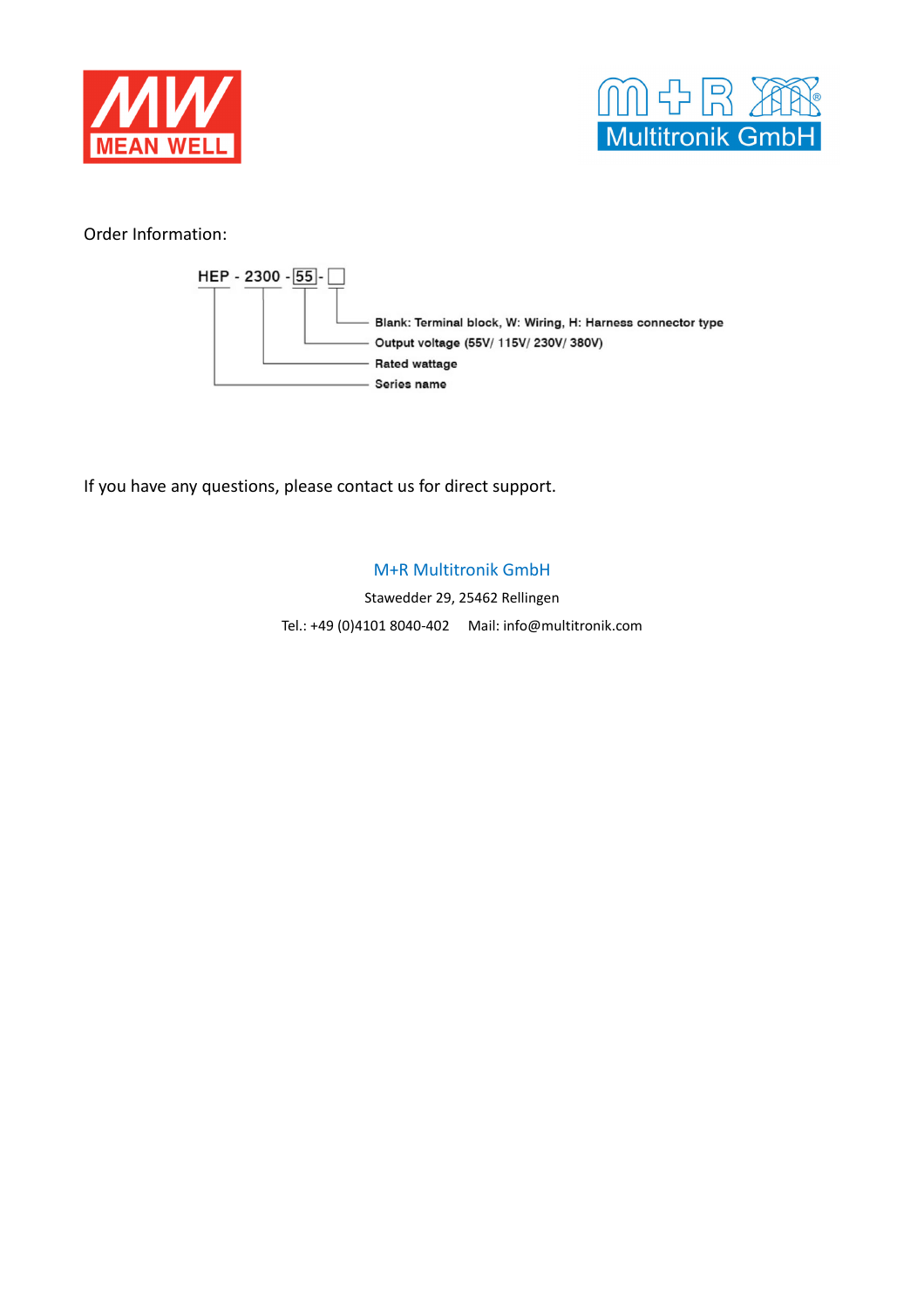Order Information:

HEP - 2300 - 55 - □

- Blank: Terminal block, W: Wiring, H: Harness connector type
- Output voltage (55V/ 115V/ 230V/ 380V)
- Rated wattage
- Series name

If you have any questions, please contact us for direct support.

M+R Multitronik GmbH

Stawedder 29, 25462 Rellingen

Tel.: +49 (0)4101 8040-402     Mail: info@multitronik.com